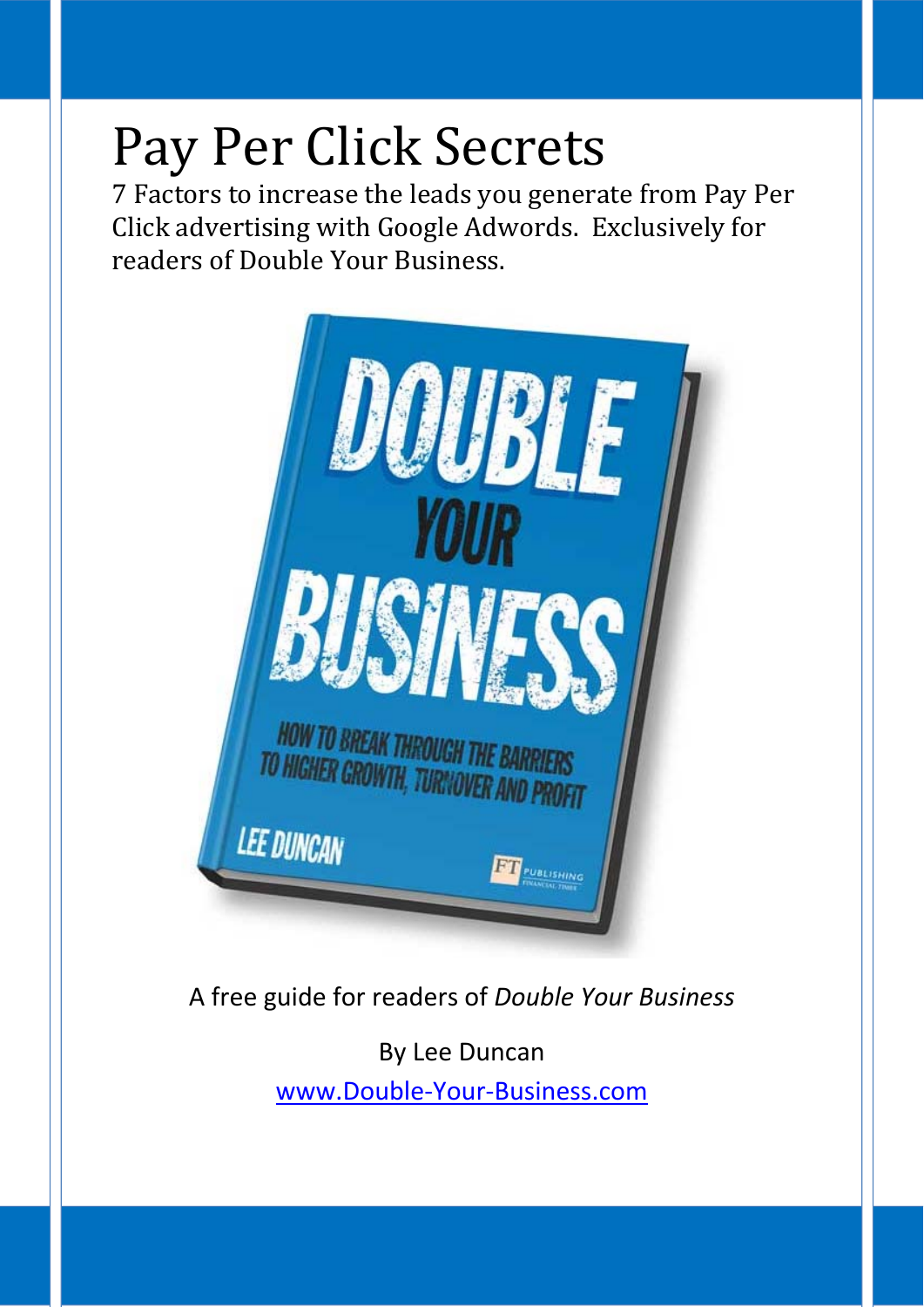# Pay Per Click Secrets

7 Factors to increase the leads you generate from Pay Per Click advertising with Google Adwords. Exclusively for readers of Double Your Business.

A free guide for readers of *Double Your Business*

By Lee Duncan

www.Double-Your-Business.com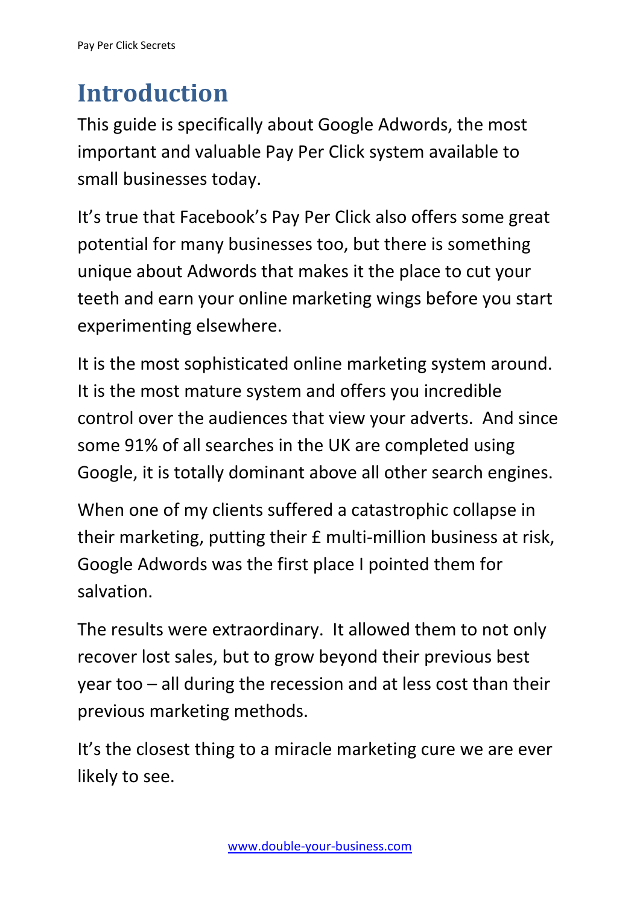# Introduction

This guide is specifically about Google Adwords, the most important and valuable Pay Per Click system available to small businesses today.

It's true that Facebook's Pay Per Click also offers some great potential for many businesses too, but there is something unique about Adwords that makes it the place to cut your teeth and earn your online marketing wings before you start experimenting elsewhere.

It is the most sophisticated online marketing system around. It is the most mature system and offers you incredible control over the audiences that view your adverts. And since some 91% of all searches in the UK are completed using Google, it is totally dominant above all other search engines.

When one of my clients suffered a catastrophic collapse in their marketing, putting their £ multi-million business at risk, Google Adwords was the first place I pointed them for salvation.

The results were extraordinary. It allowed them to not only recover lost sales, but to grow beyond their previous best year too – all during the recession and at less cost than their previous marketing methods.

It's the closest thing to a miracle marketing cure we are ever likely to see.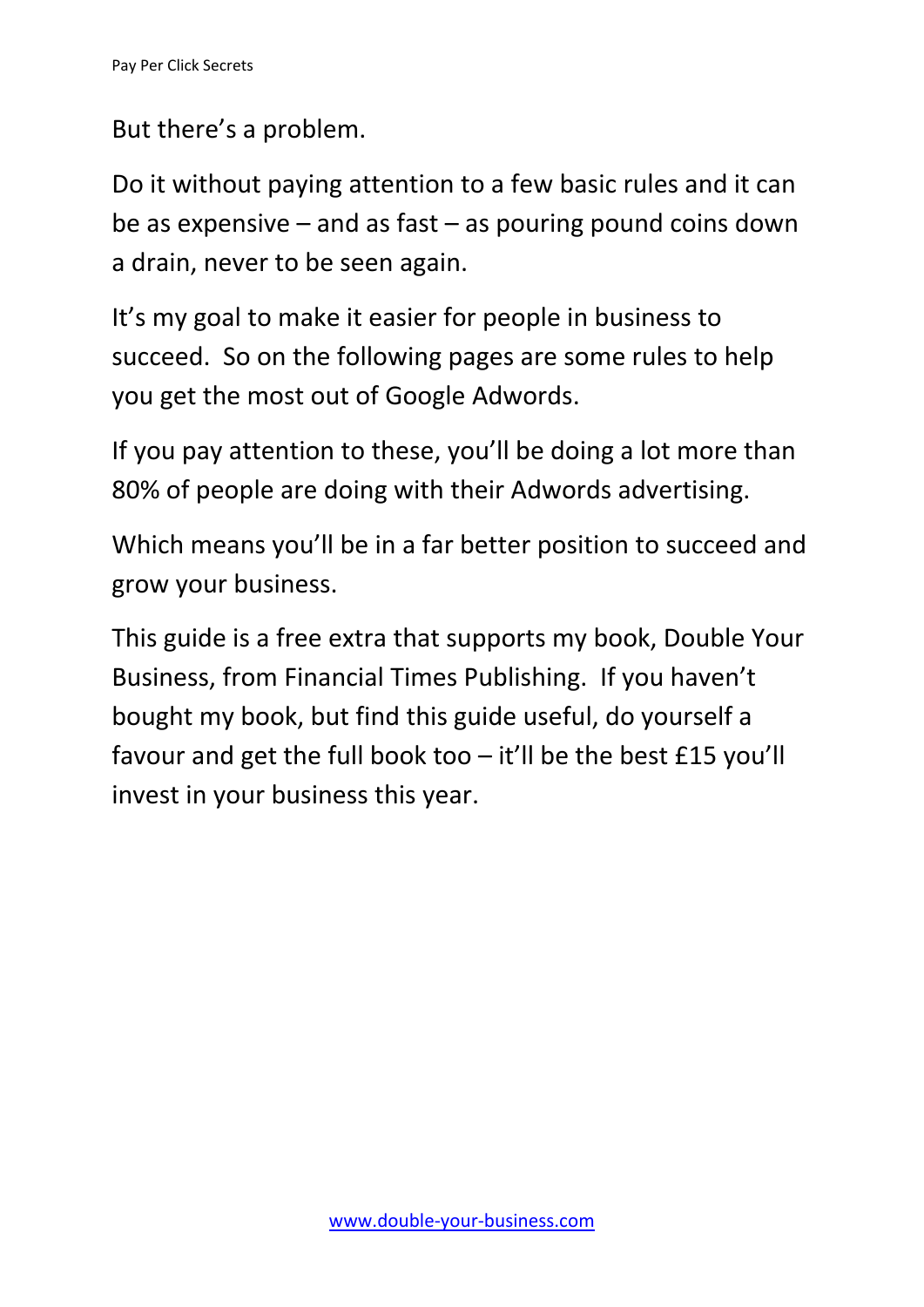But there's a problem.

Do it without paying attention to a few basic rules and it can be as expensive – and as fast – as pouring pound coins down a drain, never to be seen again.

It's my goal to make it easier for people in business to succeed. So on the following pages are some rules to help you get the most out of Google Adwords.

If you pay attention to these, you'll be doing a lot more than 80% of people are doing with their Adwords advertising.

Which means you'll be in a far better position to succeed and grow your business.

This guide is a free extra that supports my book, Double Your Business, from Financial Times Publishing. If you haven't bought my book, but find this guide useful, do yourself a favour and get the full book too – it'll be the best £15 you'll invest in your business this year.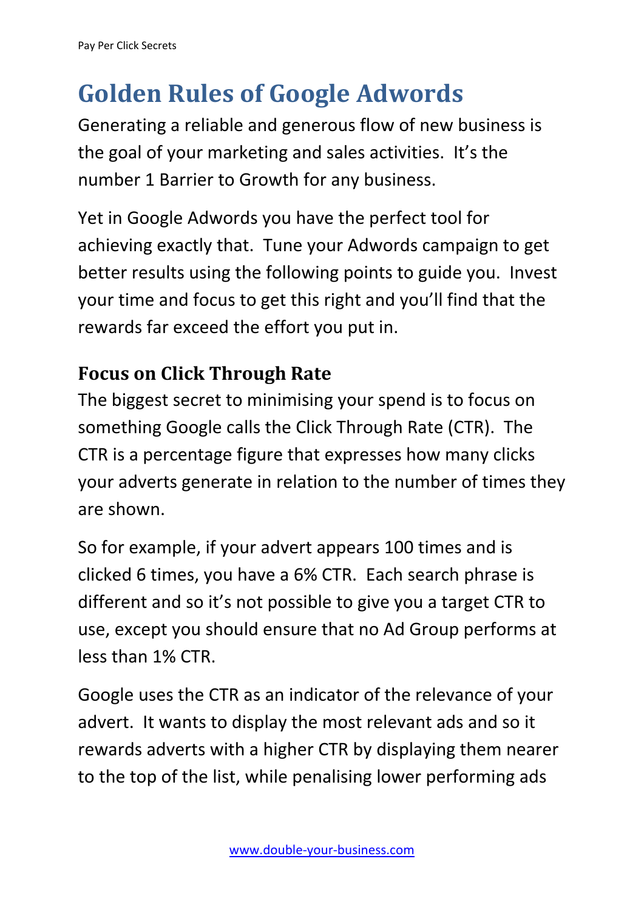# Golden Rules of Google Adwords

Generating a reliable and generous flow of new business is the goal of your marketing and sales activities. It's the number 1 Barrier to Growth for any business.

Yet in Google Adwords you have the perfect tool for achieving exactly that. Tune your Adwords campaign to get better results using the following points to guide you. Invest your time and focus to get this right and you'll find that the rewards far exceed the effort you put in.

## Focus on Click Through Rate

The biggest secret to minimising your spend is to focus on something Google calls the Click Through Rate (CTR). The CTR is a percentage figure that expresses how many clicks your adverts generate in relation to the number of times they are shown.

So for example, if your advert appears 100 times and is clicked 6 times, you have a 6% CTR. Each search phrase is different and so it's not possible to give you a target CTR to use, except you should ensure that no Ad Group performs at less than 1% CTR.

Google uses the CTR as an indicator of the relevance of your advert. It wants to display the most relevant ads and so it rewards adverts with a higher CTR by displaying them nearer to the top of the list, while penalising lower performing ads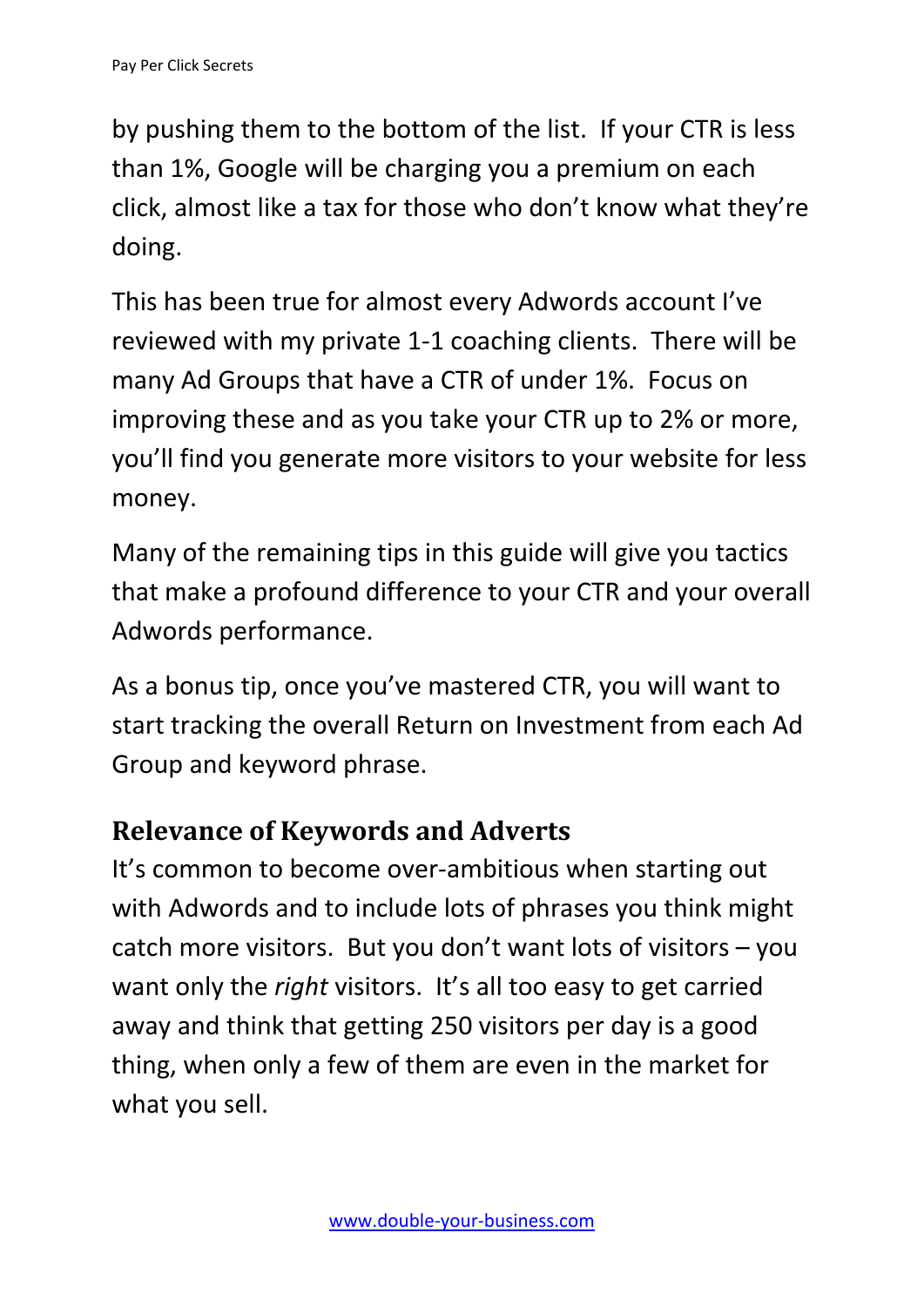by pushing them to the bottom of the list. If your CTR is less than 1%, Google will be charging you a premium on each click, almost like a tax for those who don't know what they're doing.

This has been true for almost every Adwords account I've reviewed with my private 1-1 coaching clients. There will be many Ad Groups that have a CTR of under 1%. Focus on improving these and as you take your CTR up to 2% or more, you'll find you generate more visitors to your website for less money.

Many of the remaining tips in this guide will give you tactics that make a profound difference to your CTR and your overall Adwords performance.

As a bonus tip, once you've mastered CTR, you will want to start tracking the overall Return on Investment from each Ad Group and keyword phrase.

## Relevance of Keywords and Adverts

It's common to become over-ambitious when starting out with Adwords and to include lots of phrases you think might catch more visitors. But you don't want lots of visitors – you want only the *right* visitors. It's all too easy to get carried away and think that getting 250 visitors per day is a good thing, when only a few of them are even in the market for what you sell.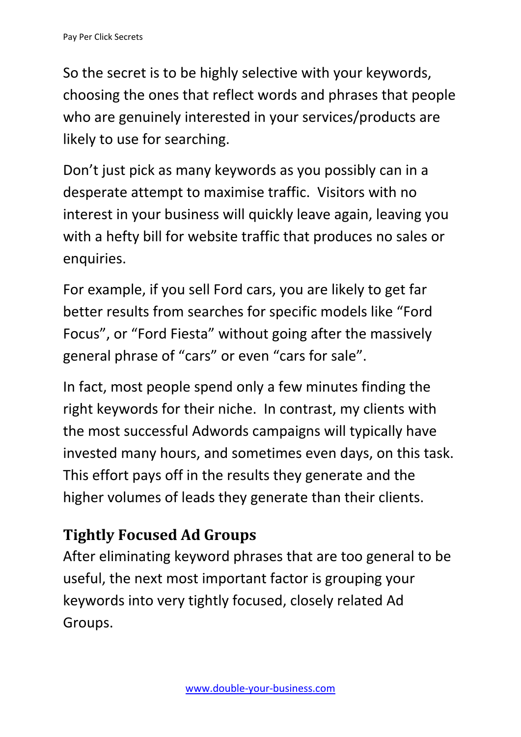So the secret is to be highly selective with your keywords, choosing the ones that reflect words and phrases that people who are genuinely interested in your services/products are likely to use for searching.

Don't just pick as many keywords as you possibly can in a desperate attempt to maximise traffic.  Visitors with no interest in your business will quickly leave again, leaving you with a hefty bill for website traffic that produces no sales or enquiries.

For example, if you sell Ford cars, you are likely to get far better results from searches for specific models like "Ford Focus", or "Ford Fiesta" without going after the massively general phrase of "cars" or even "cars for sale".

In fact, most people spend only a few minutes finding the right keywords for their niche.  In contrast, my clients with the most successful Adwords campaigns will typically have invested many hours, and sometimes even days, on this task.  This effort pays off in the results they generate and the higher volumes of leads they generate than their clients.

## Tightly Focused Ad Groups

After eliminating keyword phrases that are too general to be useful, the next most important factor is grouping your keywords into very tightly focused, closely related Ad Groups.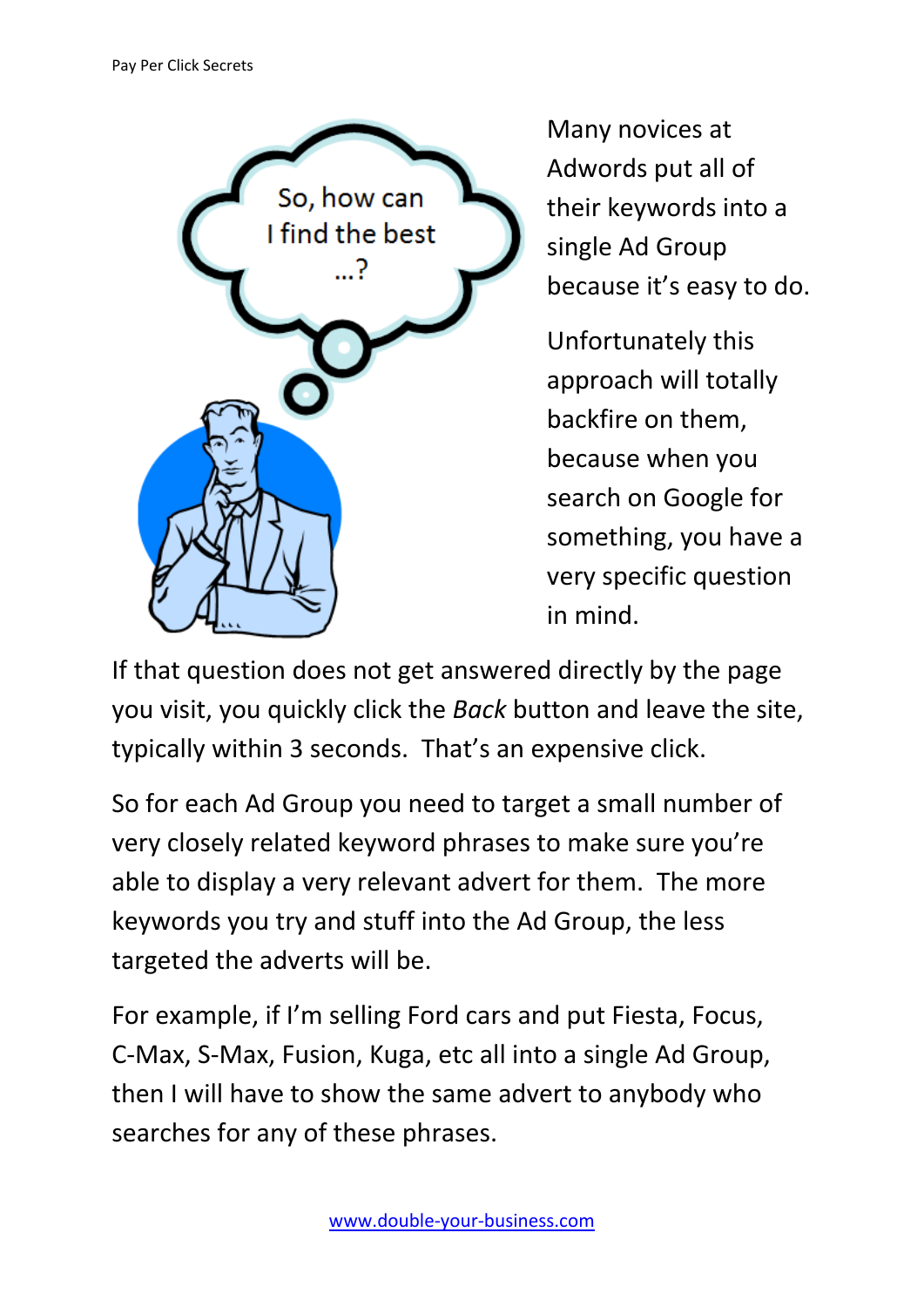Many novices at Adwords put all of their keywords into a single Ad Group because it's easy to do.

Unfortunately this approach will totally backfire on them, because when you search on Google for something, you have a very specific question in mind.

If that question does not get answered directly by the page you visit, you quickly click the *Back* button and leave the site, typically within 3 seconds. That's an expensive click.

So for each Ad Group you need to target a small number of very closely related keyword phrases to make sure you're able to display a very relevant advert for them. The more keywords you try and stuff into the Ad Group, the less targeted the adverts will be.

For example, if I'm selling Ford cars and put Fiesta, Focus, C-Max, S-Max, Fusion, Kuga, etc all into a single Ad Group, then I will have to show the same advert to anybody who searches for any of these phrases.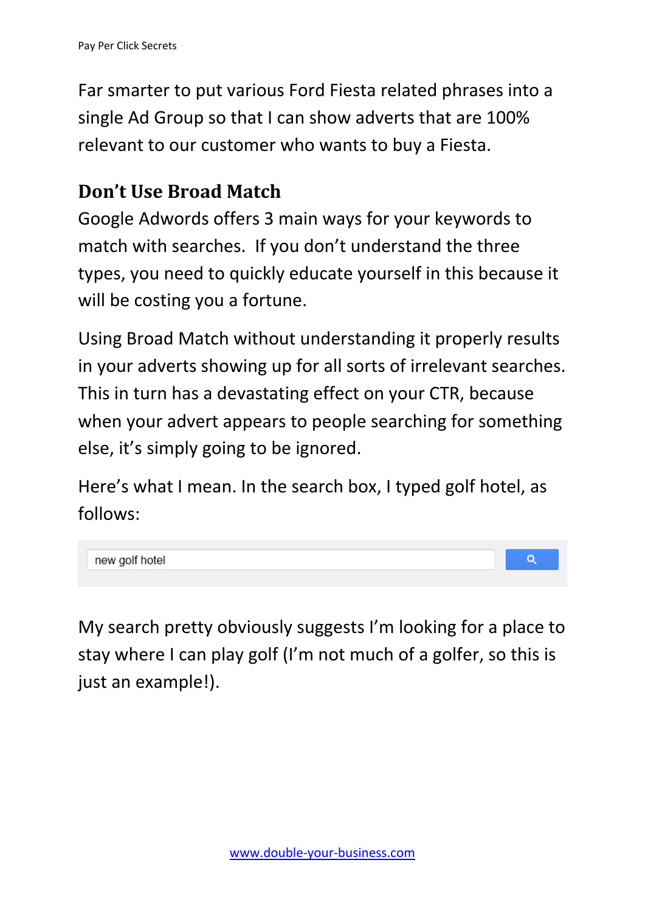Far smarter to put various Ford Fiesta related phrases into a single Ad Group so that I can show adverts that are 100% relevant to our customer who wants to buy a Fiesta.

## Don't Use Broad Match

Google Adwords offers 3 main ways for your keywords to match with searches. If you don't understand the three types, you need to quickly educate yourself in this because it will be costing you a fortune.

Using Broad Match without understanding it properly results in your adverts showing up for all sorts of irrelevant searches. This in turn has a devastating effect on your CTR, because when your advert appears to people searching for something else, it's simply going to be ignored.

Here's what I mean. In the search box, I typed golf hotel, as follows:

new golf hotel

My search pretty obviously suggests I'm looking for a place to stay where I can play golf (I'm not much of a golfer, so this is just an example!).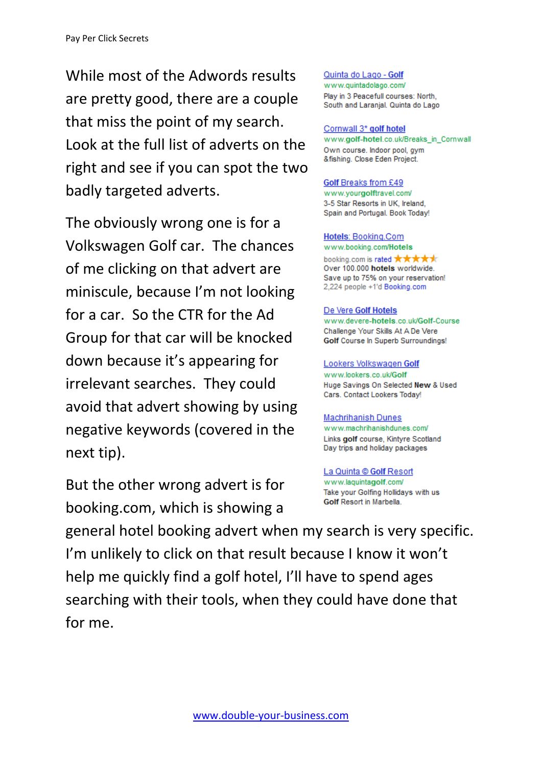While most of the Adwords results are pretty good, there are a couple that miss the point of my search. Look at the full list of adverts on the right and see if you can spot the two badly targeted adverts.

The obviously wrong one is for a Volkswagen Golf car. The chances of me clicking on that advert are miniscule, because I'm not looking for a car. So the CTR for the Ad Group for that car will be knocked down because it's appearing for irrelevant searches. They could avoid that advert showing by using negative keywords (covered in the next tip).

But the other wrong advert is for booking.com, which is showing a general hotel booking advert when my search is very specific. I'm unlikely to click on that result because I know it won't help me quickly find a golf hotel, I'll have to spend ages searching with their tools, when they could have done that for me.

Quinta do Lago - **Golf**
www.quintadolago.com/
Play in 3 Peacefull courses: North, South and Laranjal. Quinta do Lago

Cornwall 3* **golf hotel**
www.**golf-hotel**.co.uk/Breaks_in_Cornwall
Own course. Indoor pool, gym &fishing. Close Eden Project.

**Golf** Breaks from £49
www.yourgolftravel.com/
3-5 Star Resorts in UK, Ireland, Spain and Portugal. Book Today!

**Hotels**: Booking.Com
www.booking.com/**Hotels**
booking.com is rated ★★★★★
Over 100.000 **hotels** worldwide. Save up to 75% on your reservation!
2,224 people +1'd Booking.com

De Vere **Golf Hotels**
www.devere-**hotels**.co.uk/**Golf**-Course
Challenge Your Skills At A De Vere **Golf** Course In Superb Surroundings!

Lookers Volkswagen **Golf**
www.lookers.co.uk/**Golf**
Huge Savings On Selected **New** & Used Cars. Contact Lookers Today!

Machrihanish Dunes
www.machrihanishdunes.com/
Links **golf** course, Kintyre Scotland Day trips and holiday packages

La Quinta © **Golf** Resort
www.laquintagolf.com/
Take your Golfing Hollidays with us **Golf** Resort in Marbella.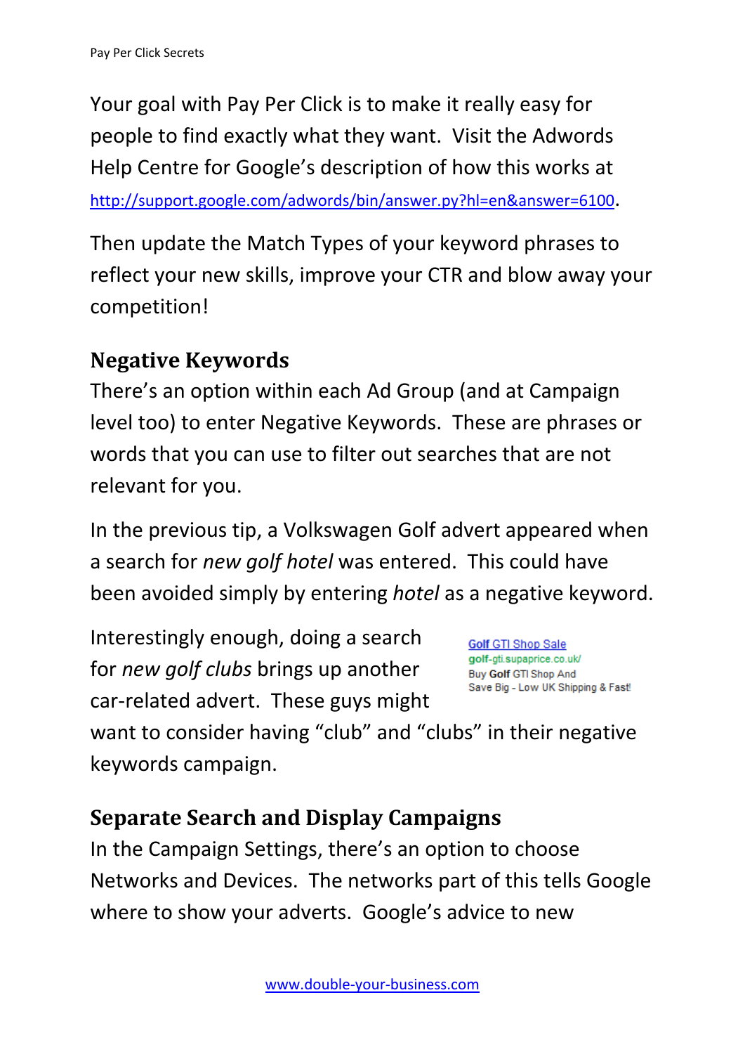Your goal with Pay Per Click is to make it really easy for people to find exactly what they want. Visit the Adwords Help Centre for Google's description of how this works at http://support.google.com/adwords/bin/answer.py?hl=en&answer=6100.

Then update the Match Types of your keyword phrases to reflect your new skills, improve your CTR and blow away your competition!

## Negative Keywords

There's an option within each Ad Group (and at Campaign level too) to enter Negative Keywords. These are phrases or words that you can use to filter out searches that are not relevant for you.

In the previous tip, a Volkswagen Golf advert appeared when a search for *new golf hotel* was entered. This could have been avoided simply by entering *hotel* as a negative keyword.

Interestingly enough, doing a search for *new golf clubs* brings up another car-related advert. These guys might want to consider having "club" and "clubs" in their negative keywords campaign.

> **Golf** GTI Shop Sale
> **golf**-gti.supaprice.co.uk/
> Buy **Golf** GTI Shop And Save Big - Low UK Shipping & Fast!

## Separate Search and Display Campaigns

In the Campaign Settings, there's an option to choose Networks and Devices. The networks part of this tells Google where to show your adverts. Google's advice to new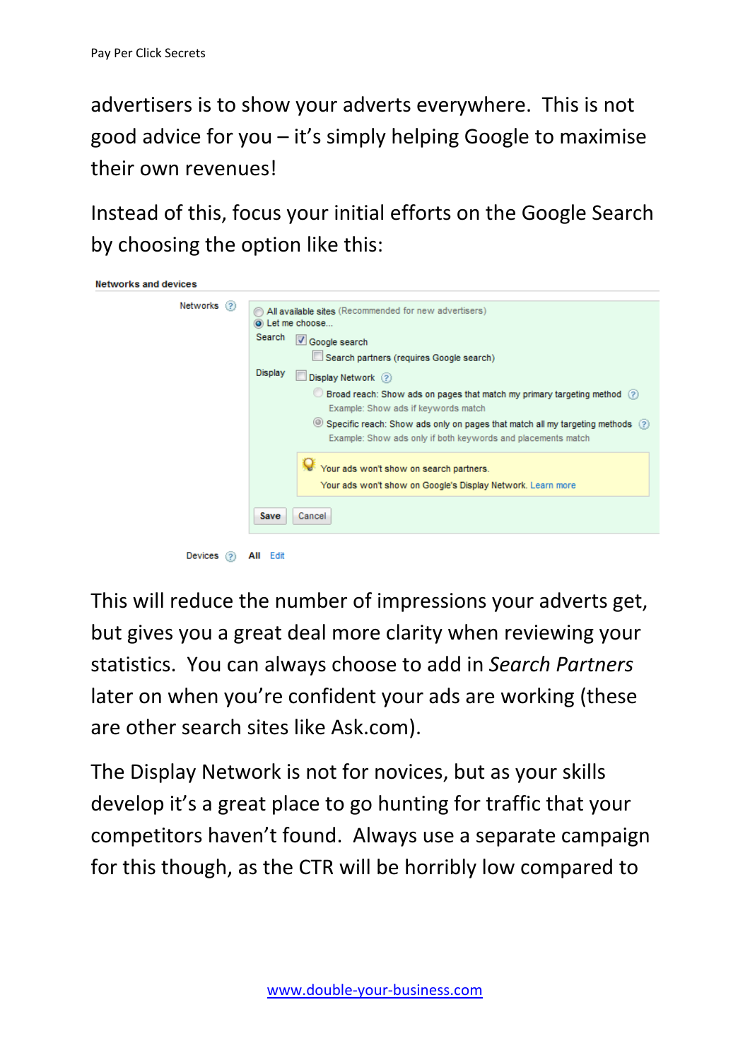advertisers is to show your adverts everywhere. This is not good advice for you – it's simply helping Google to maximise their own revenues!

Instead of this, focus your initial efforts on the Google Search by choosing the option like this:

This will reduce the number of impressions your adverts get, but gives you a great deal more clarity when reviewing your statistics. You can always choose to add in *Search Partners* later on when you're confident your ads are working (these are other search sites like Ask.com).

The Display Network is not for novices, but as your skills develop it's a great place to go hunting for traffic that your competitors haven't found. Always use a separate campaign for this though, as the CTR will be horribly low compared to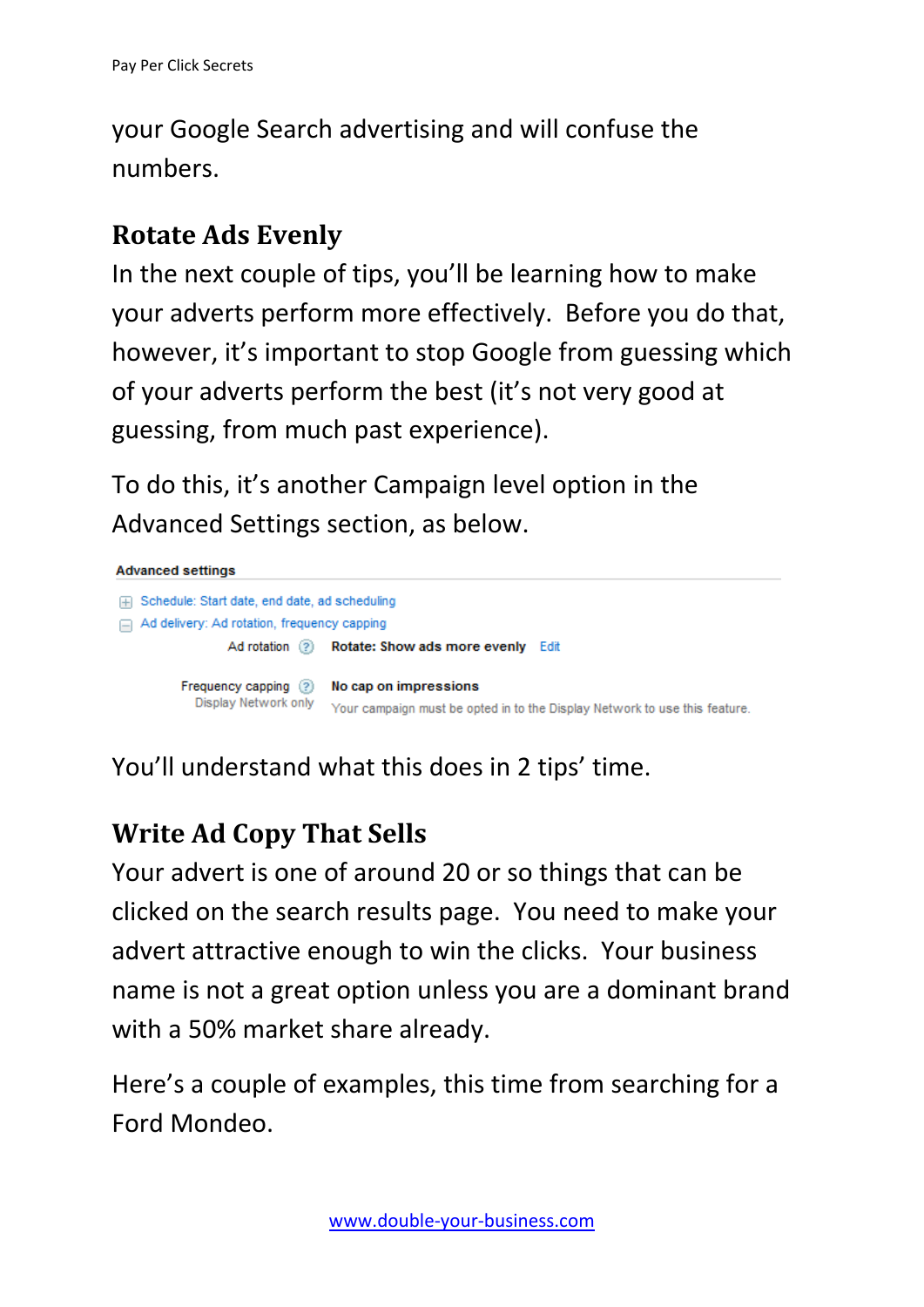your Google Search advertising and will confuse the numbers.

## Rotate Ads Evenly

In the next couple of tips, you'll be learning how to make your adverts perform more effectively. Before you do that, however, it's important to stop Google from guessing which of your adverts perform the best (it's not very good at guessing, from much past experience).

To do this, it's another Campaign level option in the Advanced Settings section, as below.

**Advanced settings**

- Schedule: Start date, end date, ad scheduling
- Ad delivery: Ad rotation, frequency capping

| | |
|---|---|
| Ad rotation | **Rotate: Show ads more evenly** Edit |
| Frequency capping Display Network only | **No cap on impressions** Your campaign must be opted in to the Display Network to use this feature. |

You'll understand what this does in 2 tips' time.

## Write Ad Copy That Sells

Your advert is one of around 20 or so things that can be clicked on the search results page. You need to make your advert attractive enough to win the clicks. Your business name is not a great option unless you are a dominant brand with a 50% market share already.

Here's a couple of examples, this time from searching for a Ford Mondeo.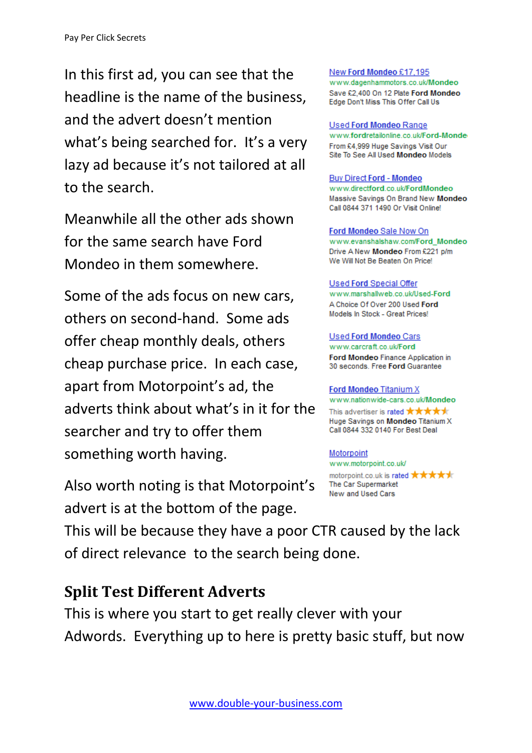In this first ad, you can see that the headline is the name of the business, and the advert doesn't mention what's being searched for. It's a very lazy ad because it's not tailored at all to the search.

Meanwhile all the other ads shown for the same search have Ford Mondeo in them somewhere.

Some of the ads focus on new cars, others on second-hand. Some ads offer cheap monthly deals, others cheap purchase price. In each case, apart from Motorpoint's ad, the adverts think about what's in it for the searcher and try to offer them something worth having.

Also worth noting is that Motorpoint's advert is at the bottom of the page. This will be because they have a poor CTR caused by the lack of direct relevance to the search being done.

New Ford Mondeo £17,195
www.dagenhammotors.co.uk/Mondeo
Save £2,400 On 12 Plate Ford Mondeo
Edge Don't Miss This Offer Call Us

Used Ford Mondeo Range
www.fordretailonline.co.uk/Ford-Monde
From £4,999 Huge Savings Visit Our
Site To See All Used Mondeo Models

Buy Direct Ford - Mondeo
www.directford.co.uk/FordMondeo
Massive Savings On Brand New Mondeo
Call 0844 371 1490 Or Visit Online!

Ford Mondeo Sale Now On
www.evanshalshaw.com/Ford_Mondeo
Drive A New Mondeo From £221 p/m
We Will Not Be Beaten On Price!

Used Ford Special Offer
www.marshallweb.co.uk/Used-Ford
A Choice Of Over 200 Used Ford
Models In Stock - Great Prices!

Used Ford Mondeo Cars
www.carcraft.co.uk/Ford
Ford Mondeo Finance Application in
30 seconds. Free Ford Guarantee

Ford Mondeo Titanium X
www.nationwide-cars.co.uk/Mondeo
This advertiser is rated ★★★★★
Huge Savings on Mondeo Titanium X
Call 0844 332 0140 For Best Deal

Motorpoint
www.motorpoint.co.uk/
motorpoint.co.uk is rated ★★★★★
The Car Supermarket
New and Used Cars

## Split Test Different Adverts

This is where you start to get really clever with your Adwords. Everything up to here is pretty basic stuff, but now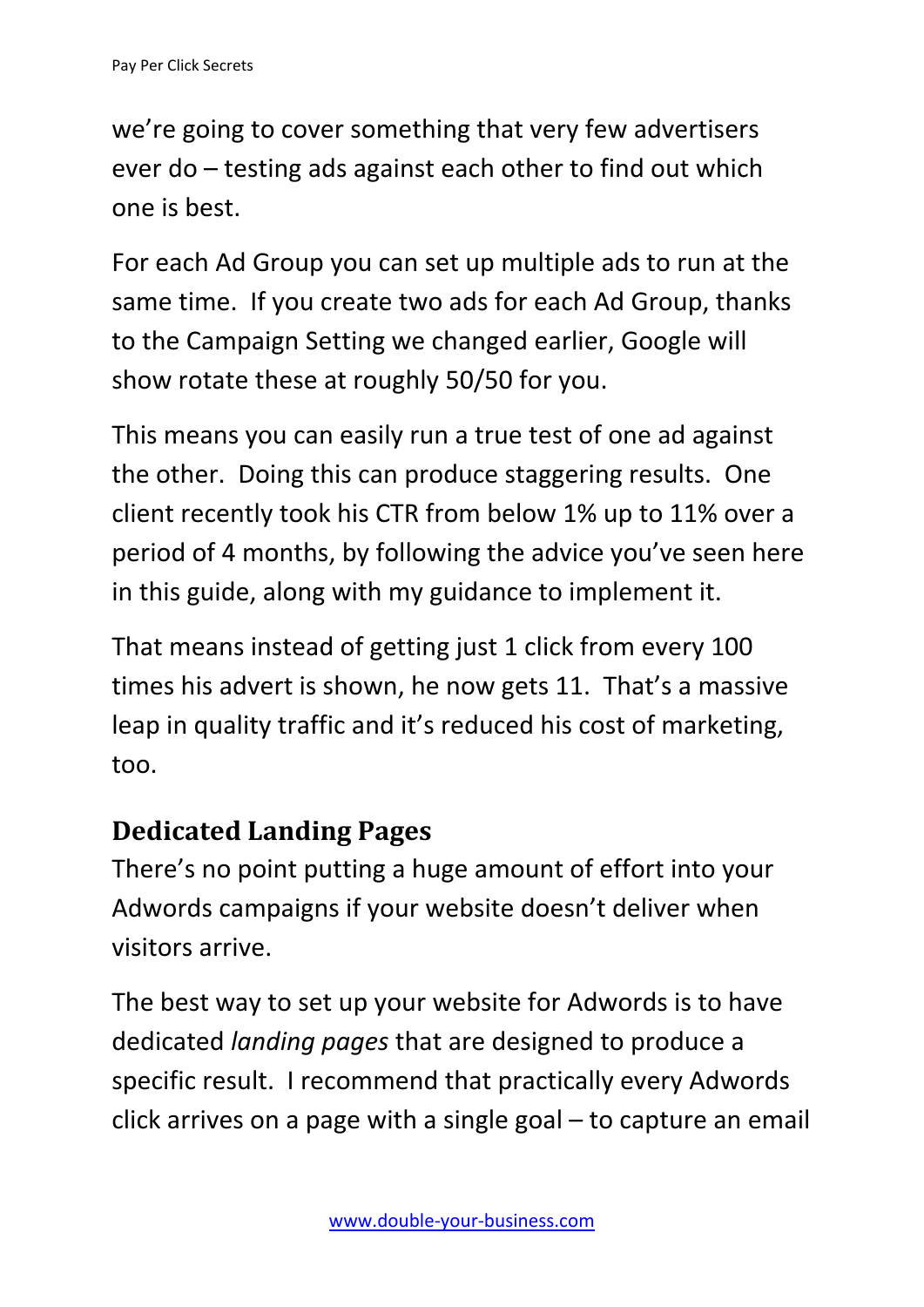we're going to cover something that very few advertisers ever do – testing ads against each other to find out which one is best.

For each Ad Group you can set up multiple ads to run at the same time. If you create two ads for each Ad Group, thanks to the Campaign Setting we changed earlier, Google will show rotate these at roughly 50/50 for you.

This means you can easily run a true test of one ad against the other. Doing this can produce staggering results. One client recently took his CTR from below 1% up to 11% over a period of 4 months, by following the advice you've seen here in this guide, along with my guidance to implement it.

That means instead of getting just 1 click from every 100 times his advert is shown, he now gets 11. That's a massive leap in quality traffic and it's reduced his cost of marketing, too.

## Dedicated Landing Pages

There's no point putting a huge amount of effort into your Adwords campaigns if your website doesn't deliver when visitors arrive.

The best way to set up your website for Adwords is to have dedicated *landing pages* that are designed to produce a specific result. I recommend that practically every Adwords click arrives on a page with a single goal – to capture an email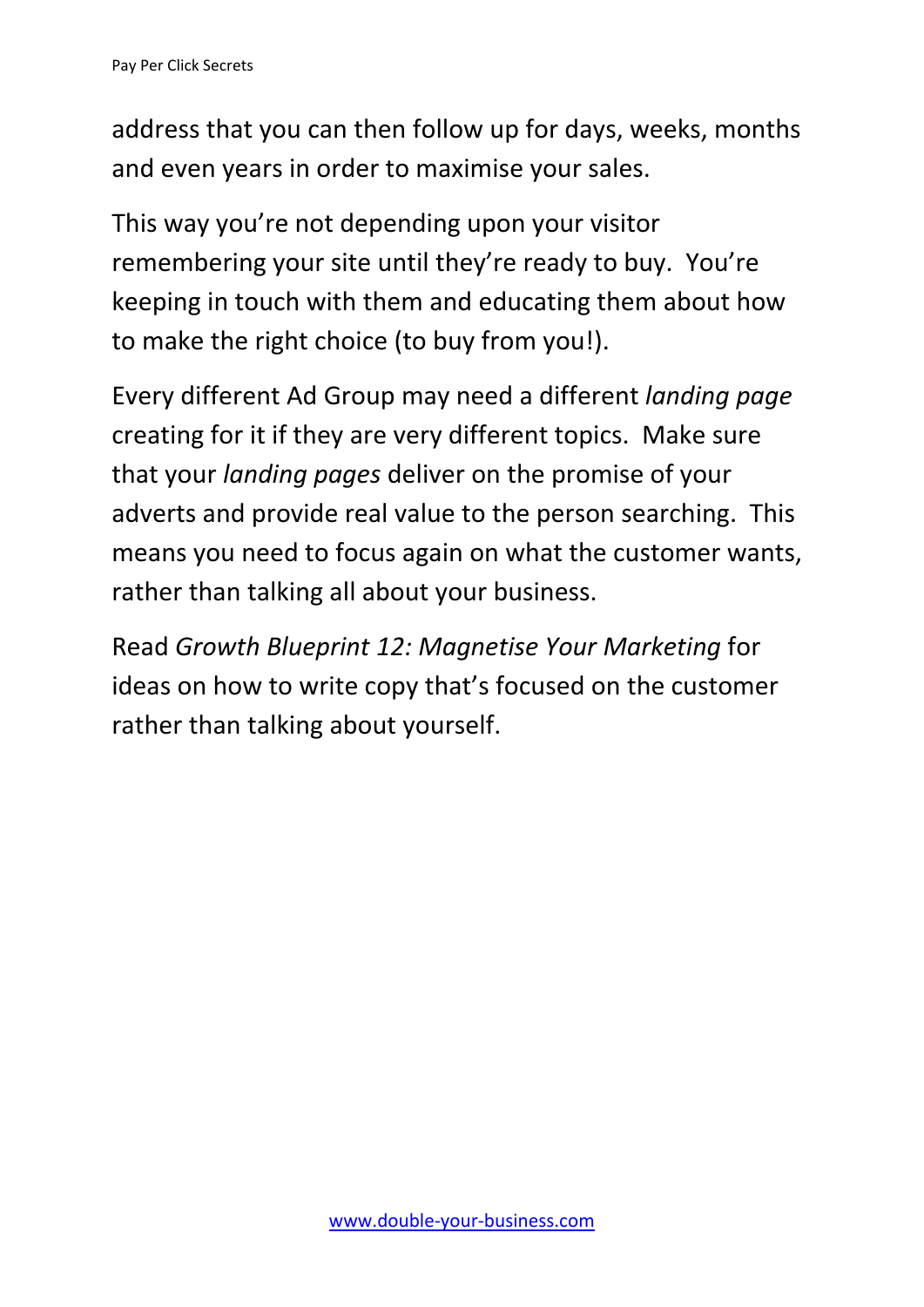address that you can then follow up for days, weeks, months and even years in order to maximise your sales.

This way you're not depending upon your visitor remembering your site until they're ready to buy. You're keeping in touch with them and educating them about how to make the right choice (to buy from you!).

Every different Ad Group may need a different *landing page* creating for it if they are very different topics. Make sure that your *landing pages* deliver on the promise of your adverts and provide real value to the person searching. This means you need to focus again on what the customer wants, rather than talking all about your business.

Read *Growth Blueprint 12: Magnetise Your Marketing* for ideas on how to write copy that's focused on the customer rather than talking about yourself.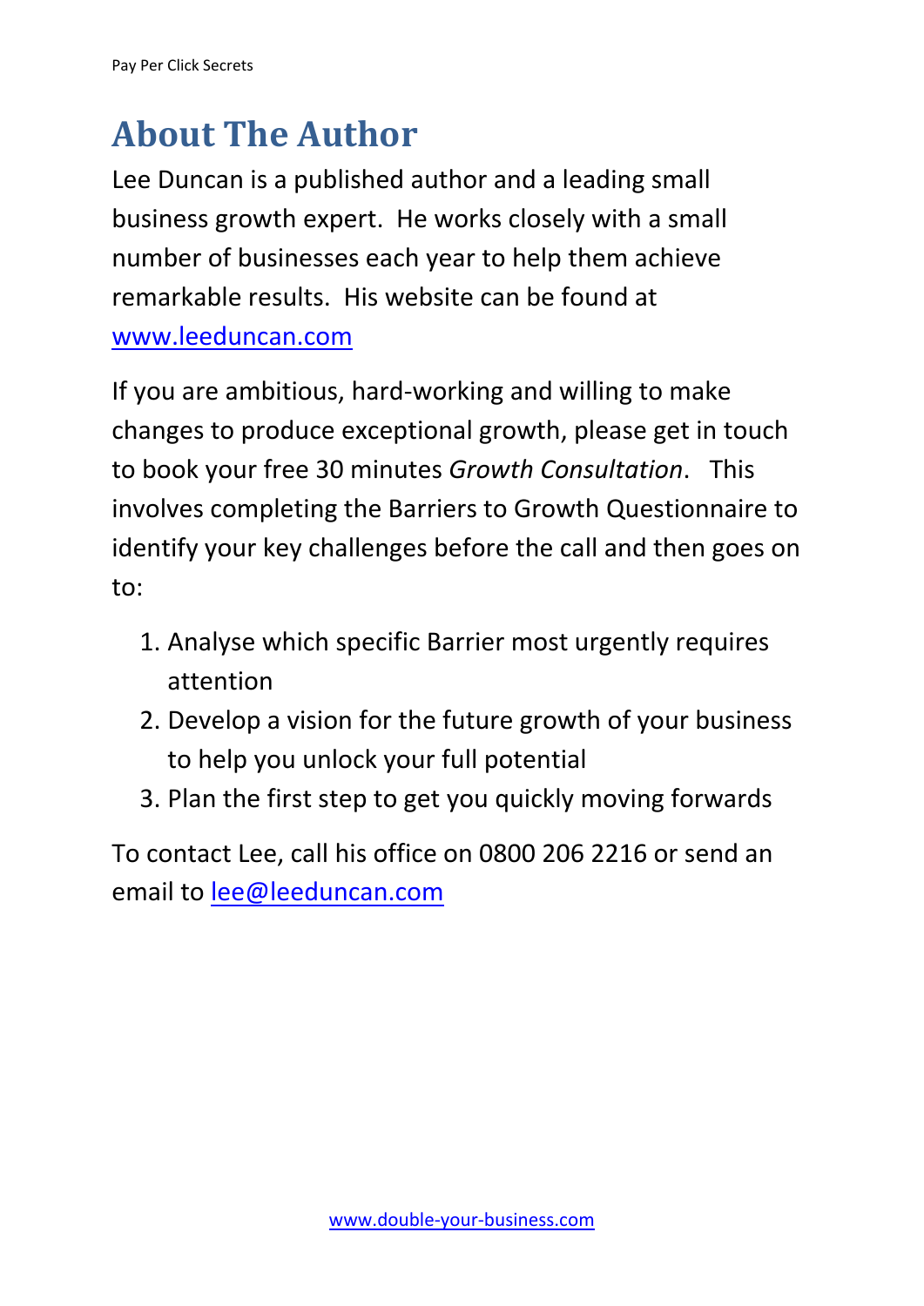# About The Author

Lee Duncan is a published author and a leading small business growth expert. He works closely with a small number of businesses each year to help them achieve remarkable results. His website can be found at [www.leeduncan.com](http://www.leeduncan.com)

If you are ambitious, hard-working and willing to make changes to produce exceptional growth, please get in touch to book your free 30 minutes *Growth Consultation*. This involves completing the Barriers to Growth Questionnaire to identify your key challenges before the call and then goes on to:

1. Analyse which specific Barrier most urgently requires attention
2. Develop a vision for the future growth of your business to help you unlock your full potential
3. Plan the first step to get you quickly moving forwards

To contact Lee, call his office on 0800 206 2216 or send an email to [lee@leeduncan.com](mailto:lee@leeduncan.com)